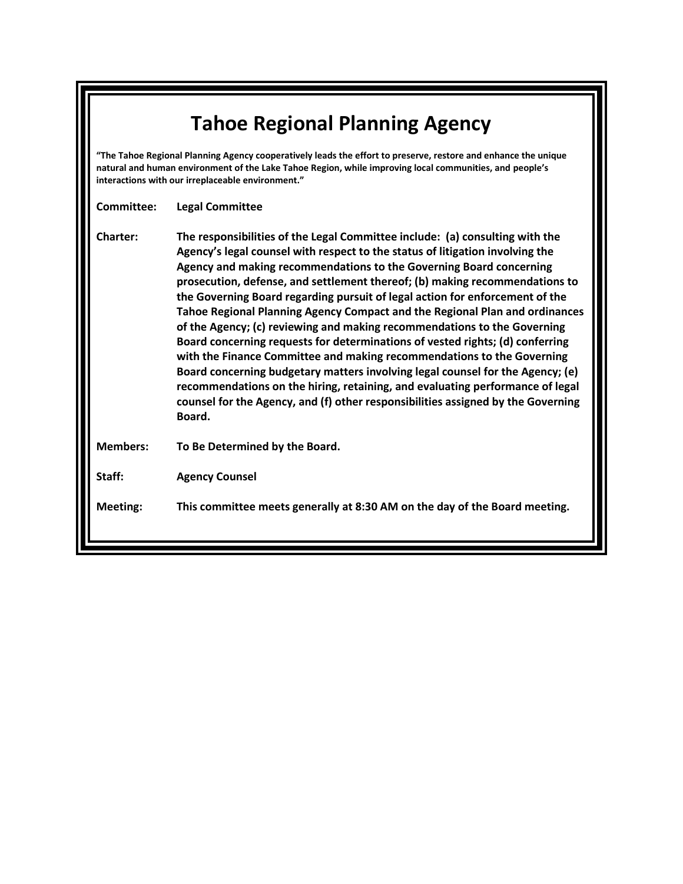# Tahoe Regional Planning Agency

**"The Tahoe Regional Planning Agency cooperatively leads the effort to preserve, restore and enhance the unique natural and human environment of the Lake Tahoe Region, while improving local communities, and people's interactions with our irreplaceable environment."**

**Committee:** **Legal Committee**

**Charter:** **The responsibilities of the Legal Committee include: (a) consulting with the Agency's legal counsel with respect to the status of litigation involving the Agency and making recommendations to the Governing Board concerning prosecution, defense, and settlement thereof; (b) making recommendations to the Governing Board regarding pursuit of legal action for enforcement of the Tahoe Regional Planning Agency Compact and the Regional Plan and ordinances of the Agency; (c) reviewing and making recommendations to the Governing Board concerning requests for determinations of vested rights; (d) conferring with the Finance Committee and making recommendations to the Governing Board concerning budgetary matters involving legal counsel for the Agency; (e) recommendations on the hiring, retaining, and evaluating performance of legal counsel for the Agency, and (f) other responsibilities assigned by the Governing Board.**

**Members:** **To Be Determined by the Board.**

**Staff:** **Agency Counsel**

**Meeting:** **This committee meets generally at 8:30 AM on the day of the Board meeting.**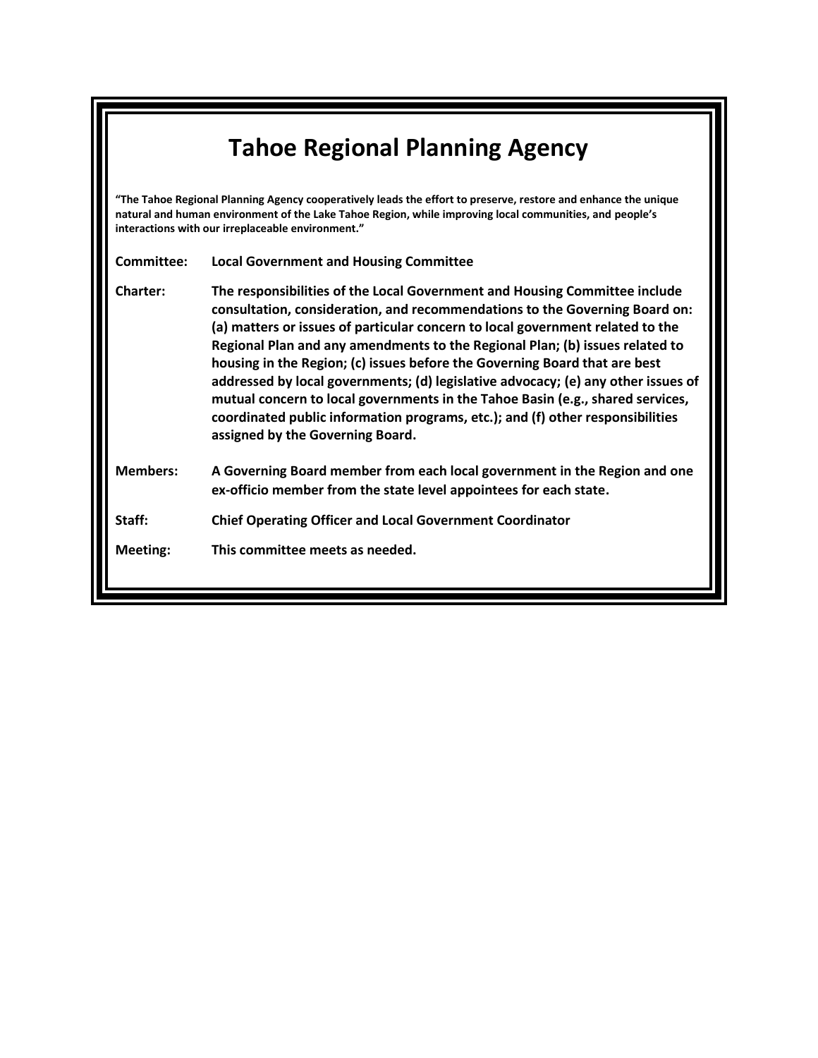# Tahoe Regional Planning Agency

**"The Tahoe Regional Planning Agency cooperatively leads the effort to preserve, restore and enhance the unique natural and human environment of the Lake Tahoe Region, while improving local communities, and people's interactions with our irreplaceable environment."**

**Committee:** **Local Government and Housing Committee**

**Charter:** **The responsibilities of the Local Government and Housing Committee include consultation, consideration, and recommendations to the Governing Board on: (a) matters or issues of particular concern to local government related to the Regional Plan and any amendments to the Regional Plan; (b) issues related to housing in the Region; (c) issues before the Governing Board that are best addressed by local governments; (d) legislative advocacy; (e) any other issues of mutual concern to local governments in the Tahoe Basin (e.g., shared services, coordinated public information programs, etc.); and (f) other responsibilities assigned by the Governing Board.**

**Members:** **A Governing Board member from each local government in the Region and one ex-officio member from the state level appointees for each state.**

**Staff:** **Chief Operating Officer and Local Government Coordinator**

**Meeting:** **This committee meets as needed.**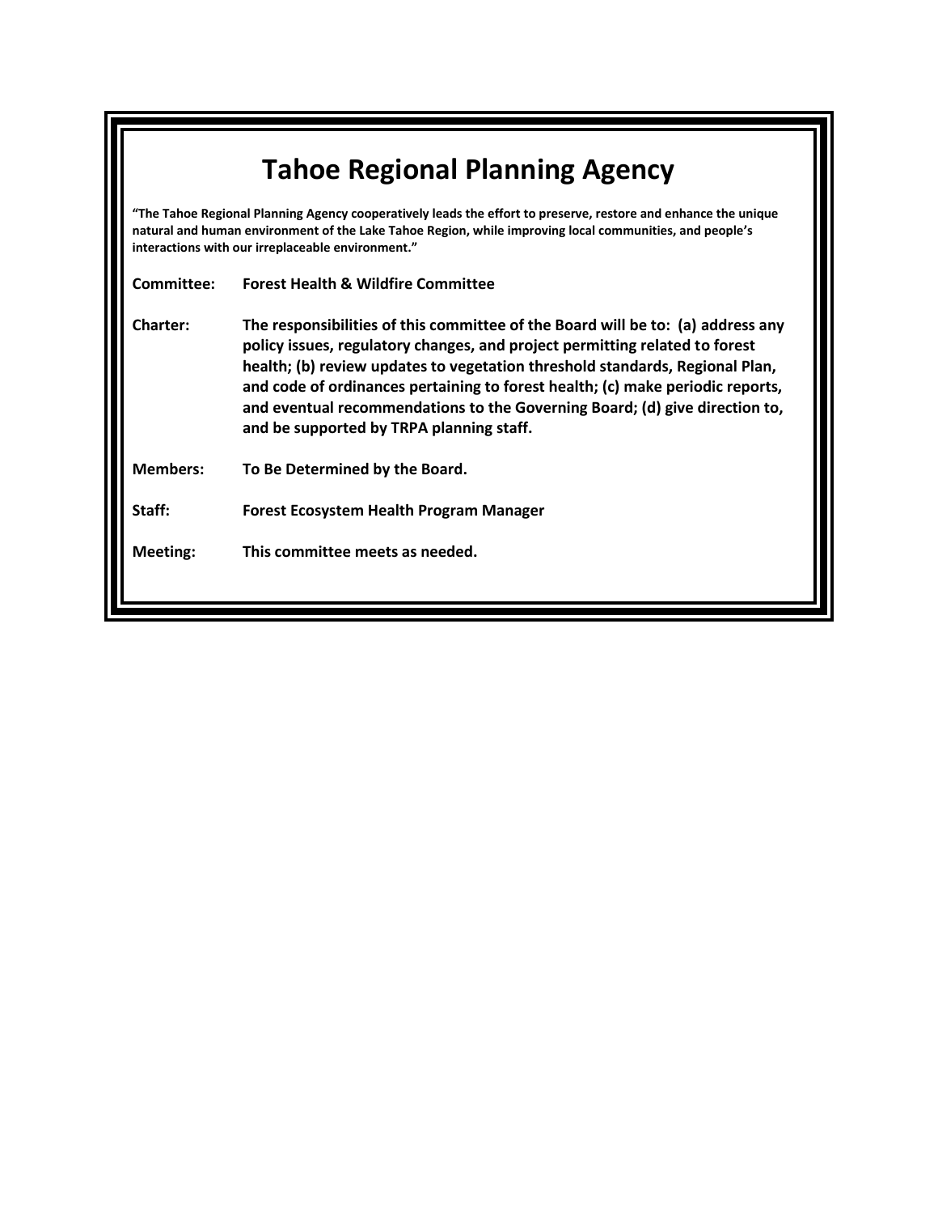# Tahoe Regional Planning Agency

**"The Tahoe Regional Planning Agency cooperatively leads the effort to preserve, restore and enhance the unique natural and human environment of the Lake Tahoe Region, while improving local communities, and people's interactions with our irreplaceable environment."**

**Committee:** **Forest Health & Wildfire Committee**

**Charter:** **The responsibilities of this committee of the Board will be to: (a) address any policy issues, regulatory changes, and project permitting related to forest health; (b) review updates to vegetation threshold standards, Regional Plan, and code of ordinances pertaining to forest health; (c) make periodic reports, and eventual recommendations to the Governing Board; (d) give direction to, and be supported by TRPA planning staff.**

**Members:** **To Be Determined by the Board.**

**Staff:** **Forest Ecosystem Health Program Manager**

**Meeting:** **This committee meets as needed.**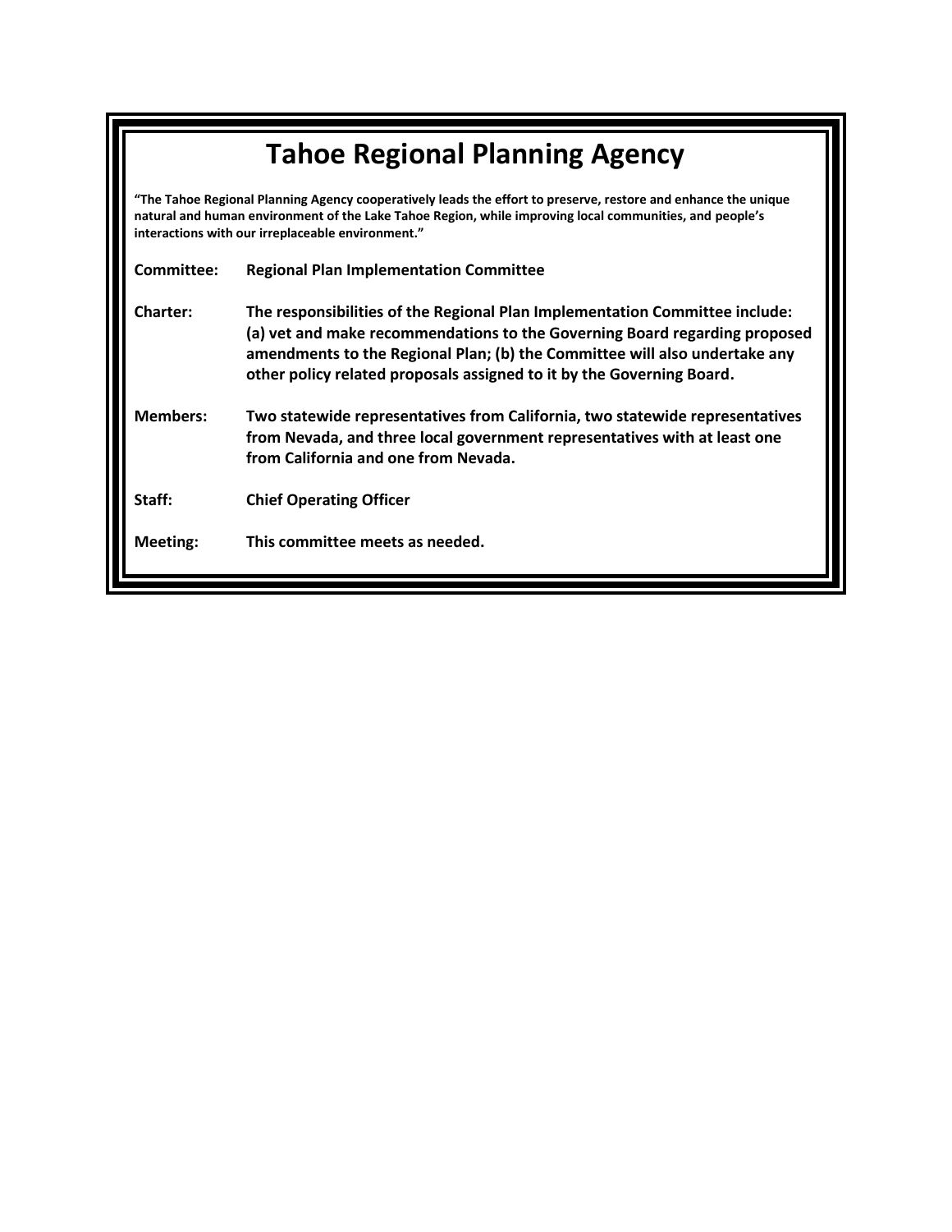# Tahoe Regional Planning Agency

**"The Tahoe Regional Planning Agency cooperatively leads the effort to preserve, restore and enhance the unique natural and human environment of the Lake Tahoe Region, while improving local communities, and people's interactions with our irreplaceable environment."**

**Committee:** **Regional Plan Implementation Committee**

**Charter:** **The responsibilities of the Regional Plan Implementation Committee include: (a) vet and make recommendations to the Governing Board regarding proposed amendments to the Regional Plan; (b) the Committee will also undertake any other policy related proposals assigned to it by the Governing Board.**

**Members:** **Two statewide representatives from California, two statewide representatives from Nevada, and three local government representatives with at least one from California and one from Nevada.**

**Staff:** **Chief Operating Officer**

**Meeting:** **This committee meets as needed.**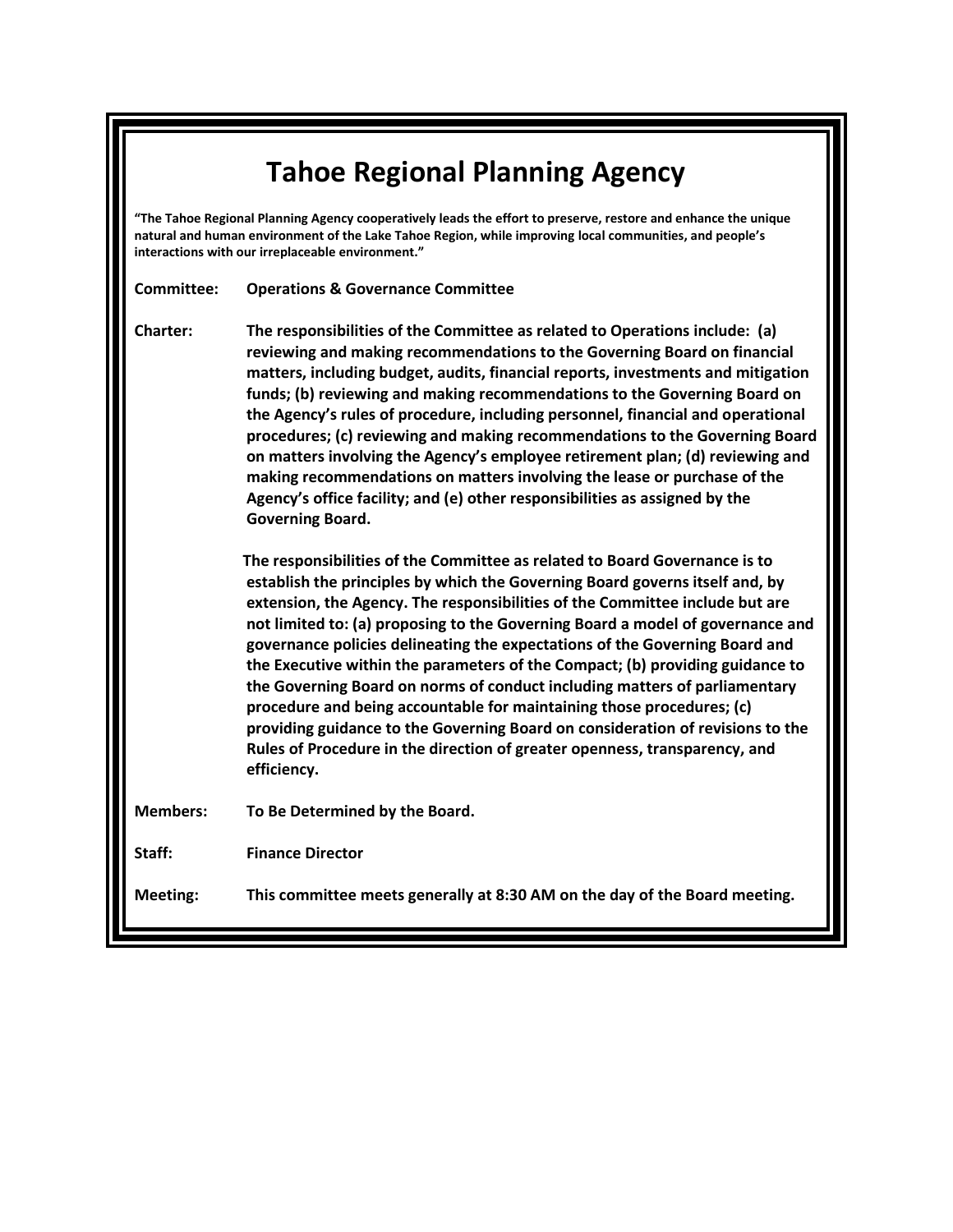# Tahoe Regional Planning Agency

**"The Tahoe Regional Planning Agency cooperatively leads the effort to preserve, restore and enhance the unique natural and human environment of the Lake Tahoe Region, while improving local communities, and people's interactions with our irreplaceable environment."**

**Committee:** **Operations & Governance Committee**

**Charter:** **The responsibilities of the Committee as related to Operations include: (a) reviewing and making recommendations to the Governing Board on financial matters, including budget, audits, financial reports, investments and mitigation funds; (b) reviewing and making recommendations to the Governing Board on the Agency's rules of procedure, including personnel, financial and operational procedures; (c) reviewing and making recommendations to the Governing Board on matters involving the Agency's employee retirement plan; (d) reviewing and making recommendations on matters involving the lease or purchase of the Agency's office facility; and (e) other responsibilities as assigned by the Governing Board.**

**The responsibilities of the Committee as related to Board Governance is to establish the principles by which the Governing Board governs itself and, by extension, the Agency. The responsibilities of the Committee include but are not limited to: (a) proposing to the Governing Board a model of governance and governance policies delineating the expectations of the Governing Board and the Executive within the parameters of the Compact; (b) providing guidance to the Governing Board on norms of conduct including matters of parliamentary procedure and being accountable for maintaining those procedures; (c) providing guidance to the Governing Board on consideration of revisions to the Rules of Procedure in the direction of greater openness, transparency, and efficiency.**

**Members:** **To Be Determined by the Board.**

**Staff:** **Finance Director**

**Meeting:** **This committee meets generally at 8:30 AM on the day of the Board meeting.**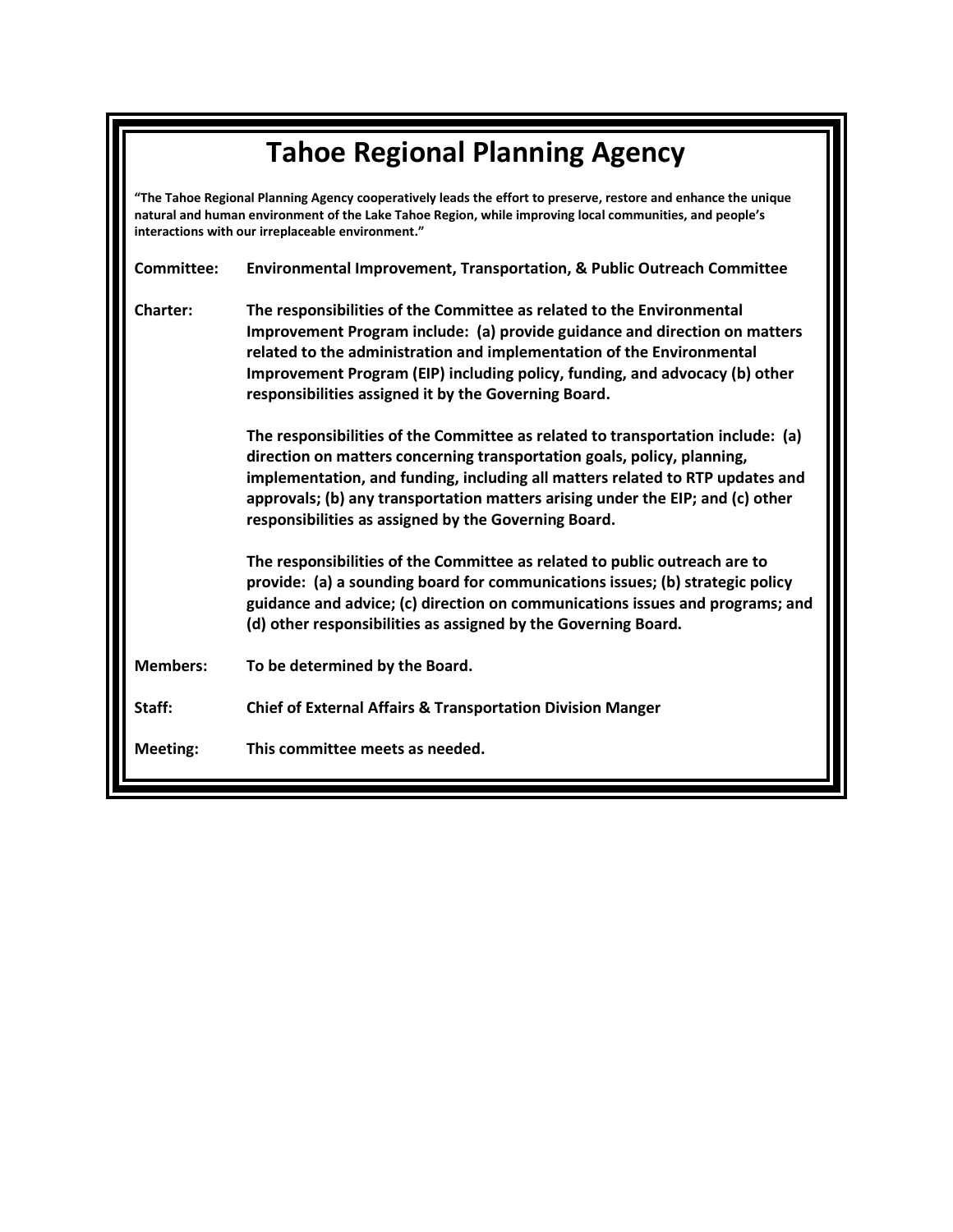# Tahoe Regional Planning Agency

**"The Tahoe Regional Planning Agency cooperatively leads the effort to preserve, restore and enhance the unique natural and human environment of the Lake Tahoe Region, while improving local communities, and people's interactions with our irreplaceable environment."**

**Committee:** **Environmental Improvement, Transportation, & Public Outreach Committee**

**Charter:** **The responsibilities of the Committee as related to the Environmental Improvement Program include: (a) provide guidance and direction on matters related to the administration and implementation of the Environmental Improvement Program (EIP) including policy, funding, and advocacy (b) other responsibilities assigned it by the Governing Board.**

**The responsibilities of the Committee as related to transportation include: (a) direction on matters concerning transportation goals, policy, planning, implementation, and funding, including all matters related to RTP updates and approvals; (b) any transportation matters arising under the EIP; and (c) other responsibilities as assigned by the Governing Board.**

**The responsibilities of the Committee as related to public outreach are to provide: (a) a sounding board for communications issues; (b) strategic policy guidance and advice; (c) direction on communications issues and programs; and (d) other responsibilities as assigned by the Governing Board.**

**Members:** **To be determined by the Board.**

**Staff:** **Chief of External Affairs & Transportation Division Manger**

**Meeting:** **This committee meets as needed.**